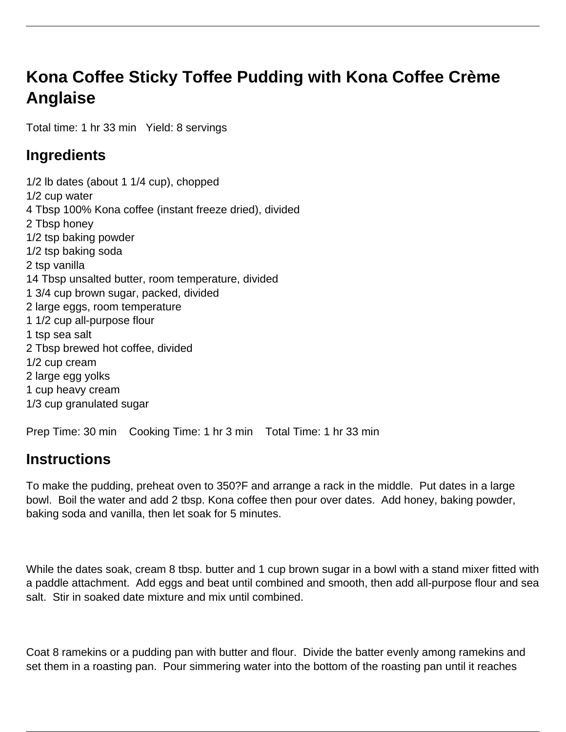# Kona Coffee Sticky Toffee Pudding with Kona Coffee Crème Anglaise

Total time: 1 hr 33 min   Yield: 8 servings

## Ingredients

1/2 lb dates (about 1 1/4 cup), chopped
1/2 cup water
4 Tbsp 100% Kona coffee (instant freeze dried), divided
2 Tbsp honey
1/2 tsp baking powder
1/2 tsp baking soda
2 tsp vanilla
14 Tbsp unsalted butter, room temperature, divided
1 3/4 cup brown sugar, packed, divided
2 large eggs, room temperature
1 1/2 cup all-purpose flour
1 tsp sea salt
2 Tbsp brewed hot coffee, divided
1/2 cup cream
2 large egg yolks
1 cup heavy cream
1/3 cup granulated sugar

Prep Time: 30 min    Cooking Time: 1 hr 3 min    Total Time: 1 hr 33 min

## Instructions

To make the pudding, preheat oven to 350?F and arrange a rack in the middle.  Put dates in a large bowl.  Boil the water and add 2 tbsp. Kona coffee then pour over dates.  Add honey, baking powder, baking soda and vanilla, then let soak for 5 minutes.

While the dates soak, cream 8 tbsp. butter and 1 cup brown sugar in a bowl with a stand mixer fitted with a paddle attachment.  Add eggs and beat until combined and smooth, then add all-purpose flour and sea salt.  Stir in soaked date mixture and mix until combined.

Coat 8 ramekins or a pudding pan with butter and flour.  Divide the batter evenly among ramekins and set them in a roasting pan.  Pour simmering water into the bottom of the roasting pan until it reaches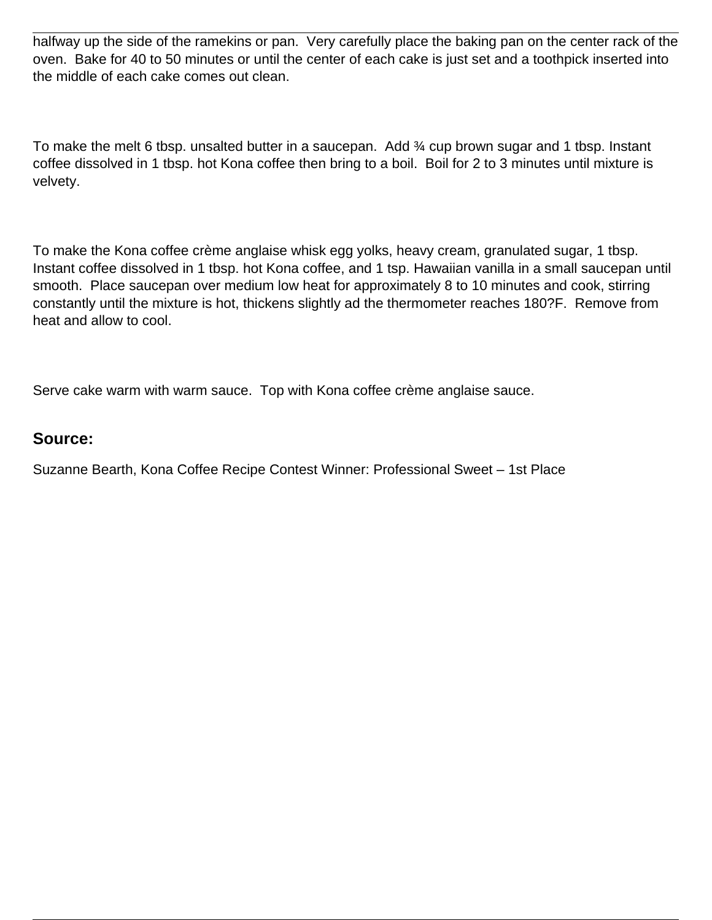halfway up the side of the ramekins or pan. Very carefully place the baking pan on the center rack of the oven. Bake for 40 to 50 minutes or until the center of each cake is just set and a toothpick inserted into the middle of each cake comes out clean.

To make the melt 6 tbsp. unsalted butter in a saucepan. Add ¾ cup brown sugar and 1 tbsp. Instant coffee dissolved in 1 tbsp. hot Kona coffee then bring to a boil. Boil for 2 to 3 minutes until mixture is velvety.

To make the Kona coffee crème anglaise whisk egg yolks, heavy cream, granulated sugar, 1 tbsp. Instant coffee dissolved in 1 tbsp. hot Kona coffee, and 1 tsp. Hawaiian vanilla in a small saucepan until smooth. Place saucepan over medium low heat for approximately 8 to 10 minutes and cook, stirring constantly until the mixture is hot, thickens slightly ad the thermometer reaches 180?F. Remove from heat and allow to cool.

Serve cake warm with warm sauce. Top with Kona coffee crème anglaise sauce.

### Source:

Suzanne Bearth, Kona Coffee Recipe Contest Winner: Professional Sweet – 1st Place